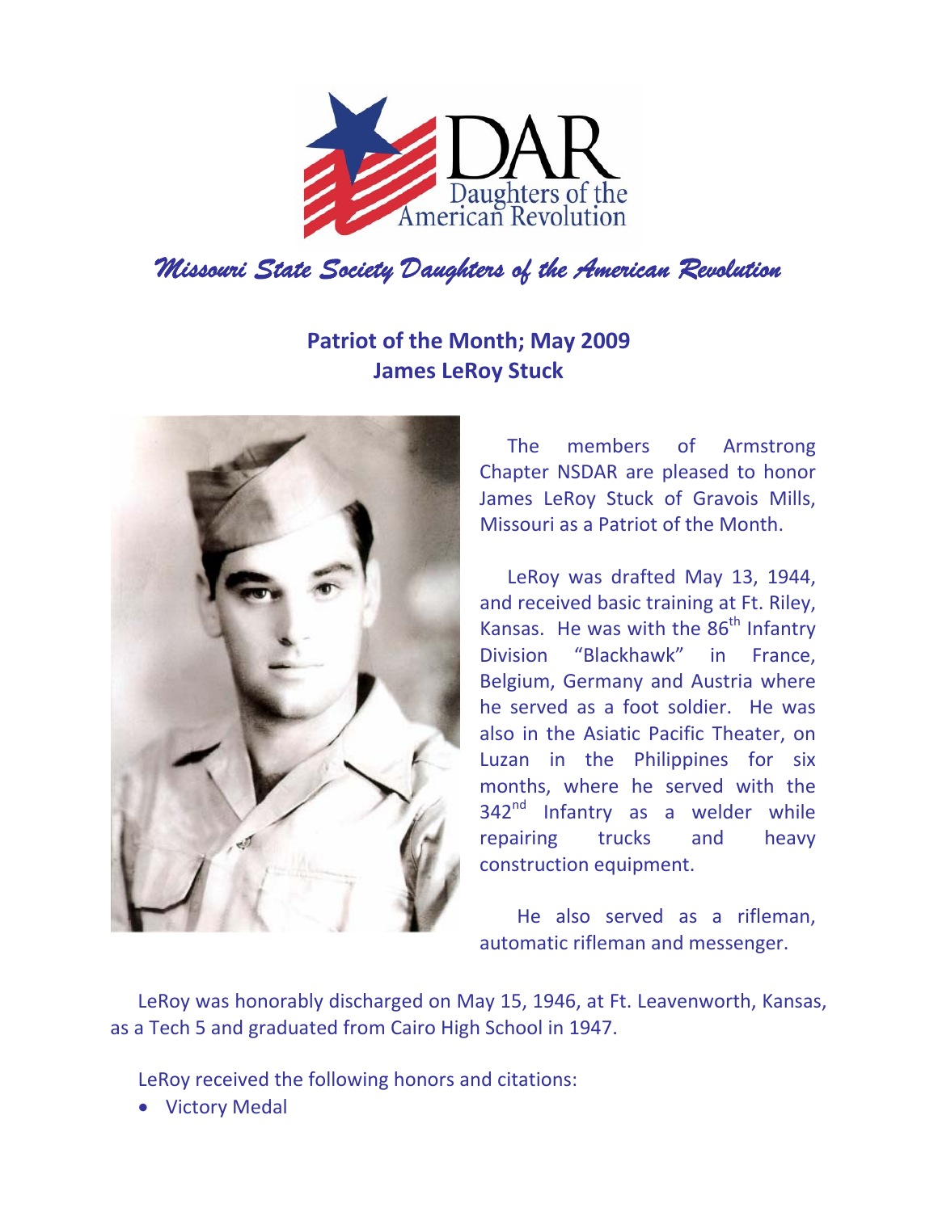Daughters of the American Revolution

*Missouri State Society Daughters of the American Revolution*

## Patriot of the Month; May 2009
## James LeRoy Stuck

The members of Armstrong Chapter NSDAR are pleased to honor James LeRoy Stuck of Gravois Mills, Missouri as a Patriot of the Month.

LeRoy was drafted May 13, 1944, and received basic training at Ft. Riley, Kansas. He was with the 86th Infantry Division "Blackhawk" in France, Belgium, Germany and Austria where he served as a foot soldier. He was also in the Asiatic Pacific Theater, on Luzan in the Philippines for six months, where he served with the 342nd Infantry as a welder while repairing trucks and heavy construction equipment.

He also served as a rifleman, automatic rifleman and messenger.

LeRoy was honorably discharged on May 15, 1946, at Ft. Leavenworth, Kansas, as a Tech 5 and graduated from Cairo High School in 1947.

LeRoy received the following honors and citations:

- Victory Medal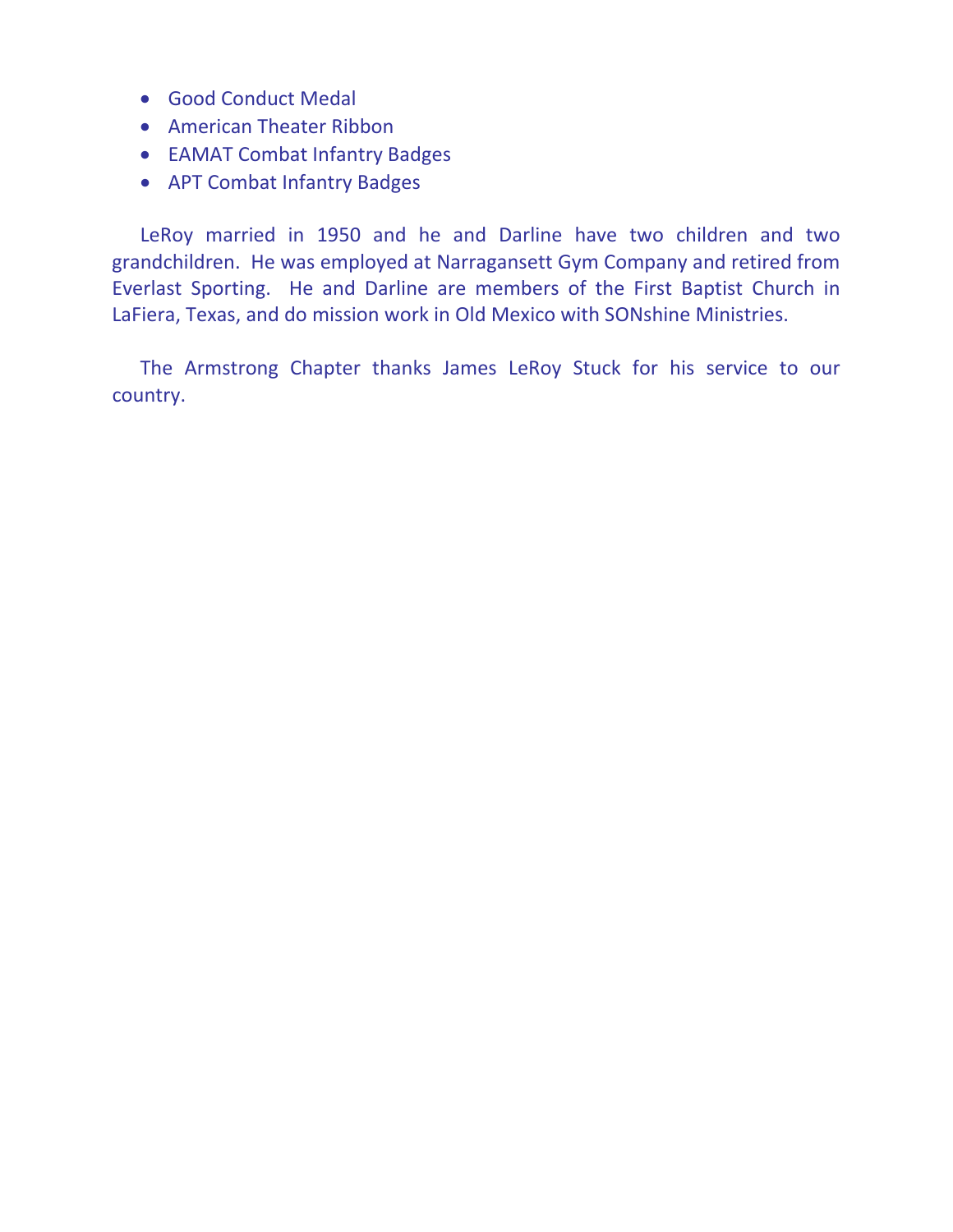- Good Conduct Medal
- American Theater Ribbon
- EAMAT Combat Infantry Badges
- APT Combat Infantry Badges

LeRoy married in 1950 and he and Darline have two children and two grandchildren. He was employed at Narragansett Gym Company and retired from Everlast Sporting. He and Darline are members of the First Baptist Church in LaFiera, Texas, and do mission work in Old Mexico with SONshine Ministries.

The Armstrong Chapter thanks James LeRoy Stuck for his service to our country.